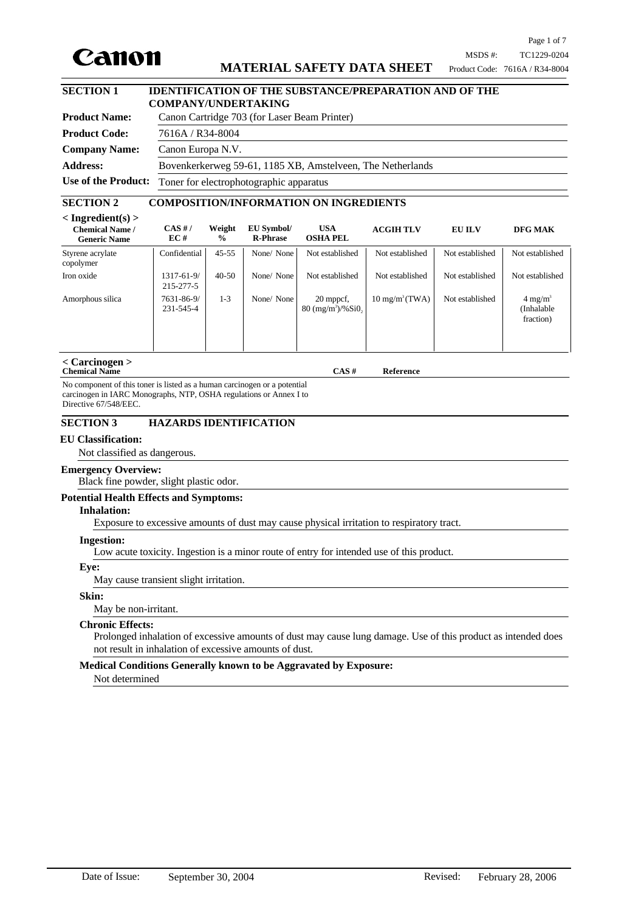Canon

# MATERIAL SAFETY DATA SHEET

MSDS #: TC1229-0204
Product Code: 7616A / R34-8004

## SECTION 1 IDENTIFICATION OF THE SUBSTANCE/PREPARATION AND OF THE COMPANY/UNDERTAKING

**Product Name:** Canon Cartridge 703 (for Laser Beam Printer)

**Product Code:** 7616A / R34-8004

**Company Name:** Canon Europa N.V.

**Address:** Bovenkerkerweg 59-61, 1185 XB, Amstelveen, The Netherlands

**Use of the Product:** Toner for electrophotographic apparatus

## SECTION 2 COMPOSITION/INFORMATION ON INGREDIENTS

**< Ingredient(s) >**

| Chemical Name / Generic Name | CAS # / EC # | Weight % | EU Symbol/ R-Phrase | USA OSHA PEL | ACGIH TLV | EU ILV | DFG MAK |
|---|---|---|---|---|---|---|---|
| Styrene acrylate copolymer | Confidential | 45-55 | None/ None | Not established | Not established | Not established | Not established |
| Iron oxide | 1317-61-9/ 215-277-5 | 40-50 | None/ None | Not established | Not established | Not established | Not established |
| Amorphous silica | 7631-86-9/ 231-545-4 | 1-3 | None/ None | 20 mppcf, 80 $(mg/m^3)/\%SiO_2$ | 10 $mg/m^3$(TWA) | Not established | 4 $mg/m^3$ (Inhalable fraction) |

**< Carcinogen >**

| Chemical Name | CAS # | Reference |
|---|---|---|
| No component of this toner is listed as a human carcinogen or a potential carcinogen in IARC Monographs, NTP, OSHA regulations or Annex I to Directive 67/548/EEC. | | |

## SECTION 3 HAZARDS IDENTIFICATION

**EU Classification:**

Not classified as dangerous.

**Emergency Overview:**

Black fine powder, slight plastic odor.

**Potential Health Effects and Symptoms:**

**Inhalation:**

Exposure to excessive amounts of dust may cause physical irritation to respiratory tract.

**Ingestion:**

Low acute toxicity. Ingestion is a minor route of entry for intended use of this product.

**Eye:**

May cause transient slight irritation.

**Skin:**

May be non-irritant.

**Chronic Effects:**

Prolonged inhalation of excessive amounts of dust may cause lung damage. Use of this product as intended does not result in inhalation of excessive amounts of dust.

**Medical Conditions Generally known to be Aggravated by Exposure:**

Not determined

Date of Issue: September 30, 2004 Revised: February 28, 2006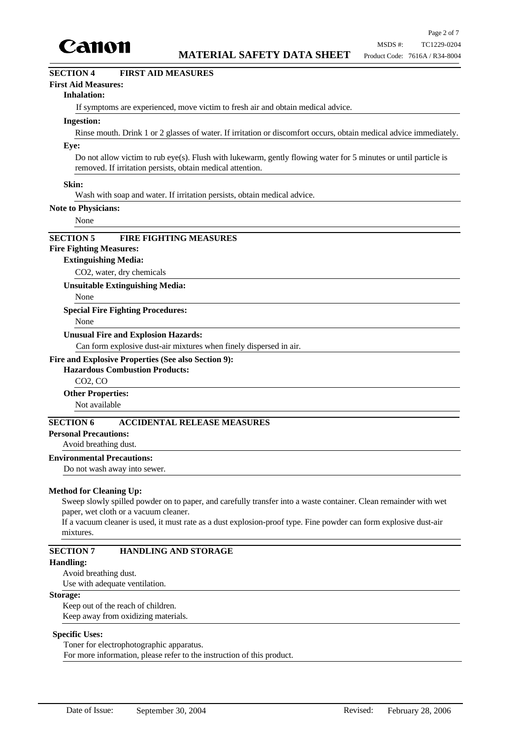## SECTION 4 FIRST AID MEASURES

**First Aid Measures:**

**Inhalation:**

If symptoms are experienced, move victim to fresh air and obtain medical advice.

**Ingestion:**

Rinse mouth. Drink 1 or 2 glasses of water. If irritation or discomfort occurs, obtain medical advice immediately.

**Eye:**

Do not allow victim to rub eye(s). Flush with lukewarm, gently flowing water for 5 minutes or until particle is removed. If irritation persists, obtain medical attention.

**Skin:**

Wash with soap and water. If irritation persists, obtain medical advice.

**Note to Physicians:**

None

## SECTION 5 FIRE FIGHTING MEASURES

**Fire Fighting Measures:**

**Extinguishing Media:**

$CO_2$, water, dry chemicals

**Unsuitable Extinguishing Media:**

None

**Special Fire Fighting Procedures:**

None

**Unusual Fire and Explosion Hazards:**

Can form explosive dust-air mixtures when finely dispersed in air.

**Fire and Explosive Properties (See also Section 9):**

**Hazardous Combustion Products:**

$CO_2$, CO

**Other Properties:**

Not available

## SECTION 6 ACCIDENTAL RELEASE MEASURES

**Personal Precautions:**

Avoid breathing dust.

**Environmental Precautions:**

Do not wash away into sewer.

**Method for Cleaning Up:**

Sweep slowly spilled powder on to paper, and carefully transfer into a waste container. Clean remainder with wet paper, wet cloth or a vacuum cleaner.

If a vacuum cleaner is used, it must rate as a dust explosion-proof type. Fine powder can form explosive dust-air mixtures.

## SECTION 7 HANDLING AND STORAGE

**Handling:**

Avoid breathing dust.
Use with adequate ventilation.

**Storage:**

Keep out of the reach of children.
Keep away from oxidizing materials.

**Specific Uses:**

Toner for electrophotographic apparatus.
For more information, please refer to the instruction of this product.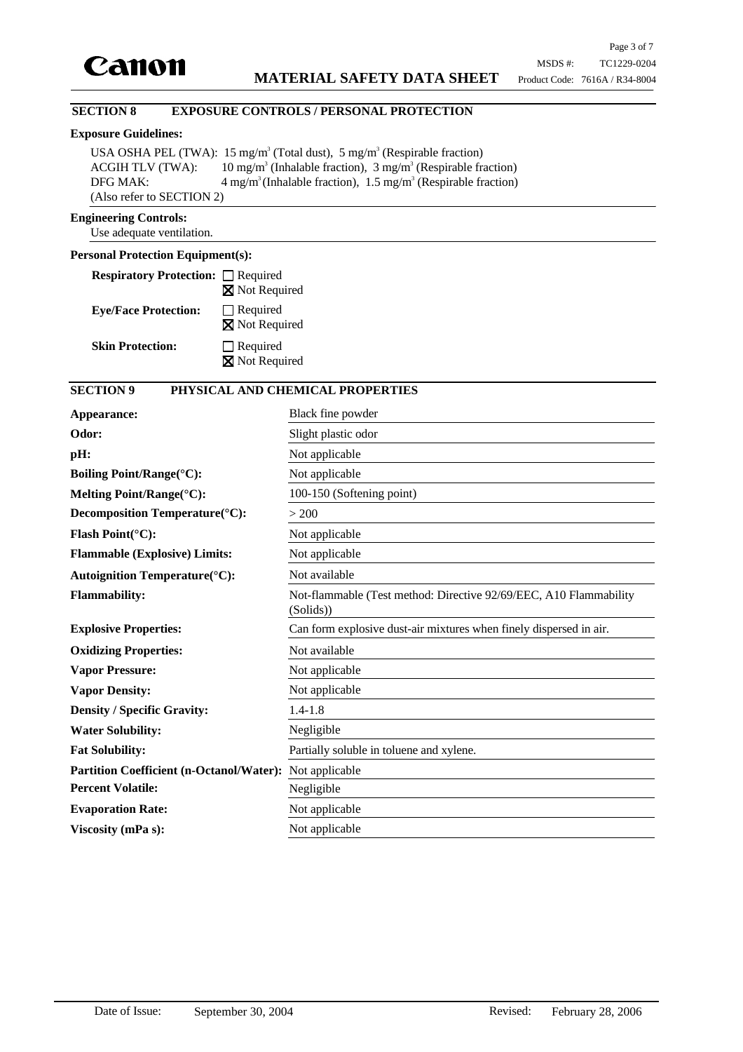## SECTION 8 EXPOSURE CONTROLS / PERSONAL PROTECTION

**Exposure Guidelines:**

USA OSHA PEL (TWA): 15 mg/m$^3$ (Total dust), 5 mg/m$^3$ (Respirable fraction)
ACGIH TLV (TWA): 10 mg/m$^3$ (Inhalable fraction), 3 mg/m$^3$ (Respirable fraction)
DFG MAK: 4 mg/m$^3$ (Inhalable fraction), 1.5 mg/m$^3$ (Respirable fraction)
(Also refer to SECTION 2)

**Engineering Controls:**

Use adequate ventilation.

**Personal Protection Equipment(s):**

**Respiratory Protection:** ☐ Required ☒ Not Required

**Eye/Face Protection:** ☐ Required ☒ Not Required

**Skin Protection:** ☐ Required ☒ Not Required

## SECTION 9 PHYSICAL AND CHEMICAL PROPERTIES

| Property | Value |
|---|---|
| **Appearance:** | Black fine powder |
| **Odor:** | Slight plastic odor |
| **pH:** | Not applicable |
| **Boiling Point/Range(°C):** | Not applicable |
| **Melting Point/Range(°C):** | 100-150 (Softening point) |
| **Decomposition Temperature(°C):** | > 200 |
| **Flash Point(°C):** | Not applicable |
| **Flammable (Explosive) Limits:** | Not applicable |
| **Autoignition Temperature(°C):** | Not available |
| **Flammability:** | Not-flammable (Test method: Directive 92/69/EEC, A10 Flammability (Solids)) |
| **Explosive Properties:** | Can form explosive dust-air mixtures when finely dispersed in air. |
| **Oxidizing Properties:** | Not available |
| **Vapor Pressure:** | Not applicable |
| **Vapor Density:** | Not applicable |
| **Density / Specific Gravity:** | 1.4-1.8 |
| **Water Solubility:** | Negligible |
| **Fat Solubility:** | Partially soluble in toluene and xylene. |
| **Partition Coefficient (n-Octanol/Water):** | Not applicable |
| **Percent Volatile:** | Negligible |
| **Evaporation Rate:** | Not applicable |
| **Viscosity (mPa s):** | Not applicable |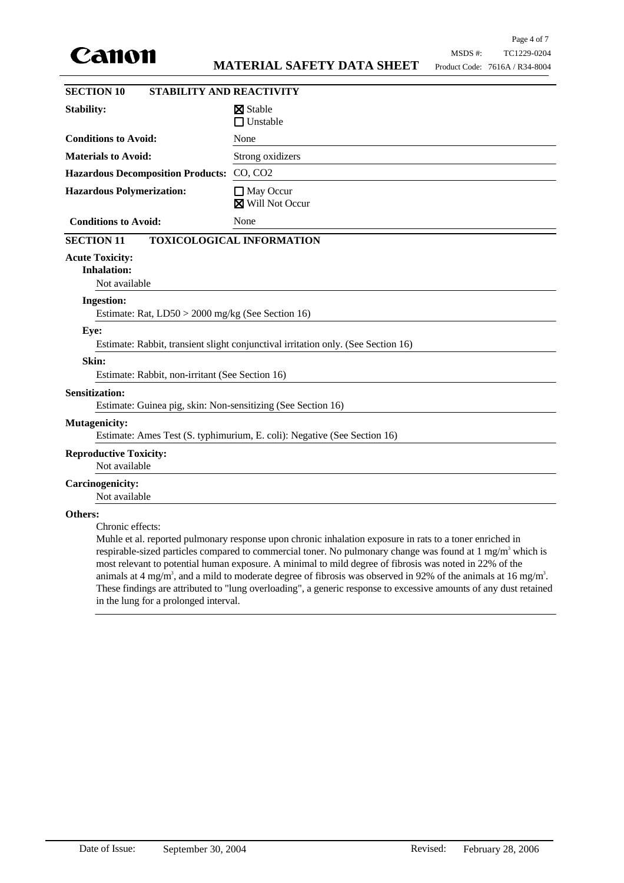## SECTION 10 STABILITY AND REACTIVITY

| | |
|---|---|
| **Stability:** | ☒ Stable<br>☐ Unstable |
| **Conditions to Avoid:** | None |
| **Materials to Avoid:** | Strong oxidizers |
| **Hazardous Decomposition Products:** | CO, $CO_2$ |
| **Hazardous Polymerization:** | ☐ May Occur<br>☒ Will Not Occur |
| **Conditions to Avoid:** | None |

## SECTION 11 TOXICOLOGICAL INFORMATION

**Acute Toxicity:**

**Inhalation:**

Not available

**Ingestion:**

Estimate: Rat, LD50 > 2000 mg/kg (See Section 16)

**Eye:**

Estimate: Rabbit, transient slight conjunctival irritation only. (See Section 16)

**Skin:**

Estimate: Rabbit, non-irritant (See Section 16)

**Sensitization:**

Estimate: Guinea pig, skin: Non-sensitizing (See Section 16)

**Mutagenicity:**

Estimate: Ames Test (S. typhimurium, E. coli): Negative (See Section 16)

**Reproductive Toxicity:**

Not available

**Carcinogenicity:**

Not available

**Others:**

Chronic effects:

Muhle et al. reported pulmonary response upon chronic inhalation exposure in rats to a toner enriched in respirable-sized particles compared to commercial toner. No pulmonary change was found at 1 mg/$m^3$ which is most relevant to potential human exposure. A minimal to mild degree of fibrosis was noted in 22% of the animals at 4 mg/$m^3$, and a mild to moderate degree of fibrosis was observed in 92% of the animals at 16 mg/$m^3$. These findings are attributed to "lung overloading", a generic response to excessive amounts of any dust retained in the lung for a prolonged interval.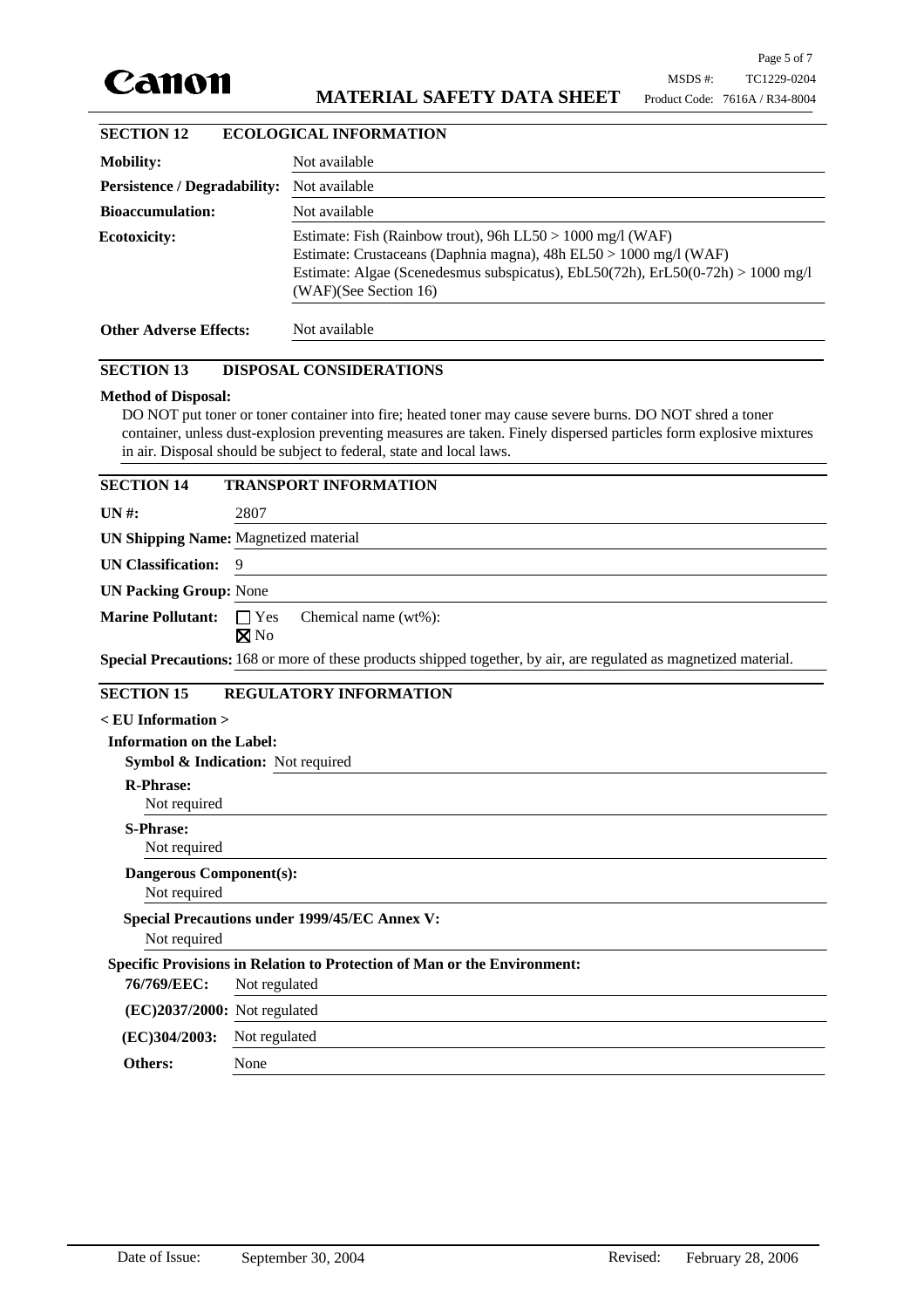## SECTION 12 ECOLOGICAL INFORMATION

| | |
|---|---|
| **Mobility:** | Not available |
| **Persistence / Degradability:** | Not available |
| **Bioaccumulation:** | Not available |
| **Ecotoxicity:** | Estimate: Fish (Rainbow trout), 96h $LL50 > 1000$ mg/l (WAF)<br>Estimate: Crustaceans (Daphnia magna), 48h $EL50 > 1000$ mg/l (WAF)<br>Estimate: Algae (Scenedesmus subspicatus), EbL50(72h), ErL50(0-72h) $> 1000$ mg/l (WAF)(See Section 16) |
| **Other Adverse Effects:** | Not available |

## SECTION 13 DISPOSAL CONSIDERATIONS

**Method of Disposal:**

DO NOT put toner or toner container into fire; heated toner may cause severe burns. DO NOT shred a toner container, unless dust-explosion preventing measures are taken. Finely dispersed particles form explosive mixtures in air. Disposal should be subject to federal, state and local laws.

## SECTION 14 TRANSPORT INFORMATION

**UN #:** 2807

**UN Shipping Name:** Magnetized material

**UN Classification:** 9

**UN Packing Group:** None

**Marine Pollutant:** ☐ Yes ☒ No Chemical name (wt%):

**Special Precautions:** 168 or more of these products shipped together, by air, are regulated as magnetized material.

## SECTION 15 REGULATORY INFORMATION

**< EU Information >**

**Information on the Label:**

**Symbol & Indication:** Not required

**R-Phrase:**
Not required

**S-Phrase:**
Not required

**Dangerous Component(s):**
Not required

**Special Precautions under 1999/45/EC Annex V:**
Not required

**Specific Provisions in Relation to Protection of Man or the Environment:**

| | |
|---|---|
| **76/769/EEC:** | Not regulated |
| **(EC)2037/2000:** | Not regulated |
| **(EC)304/2003:** | Not regulated |
| **Others:** | None |

Date of Issue: September 30, 2004 Revised: February 28, 2006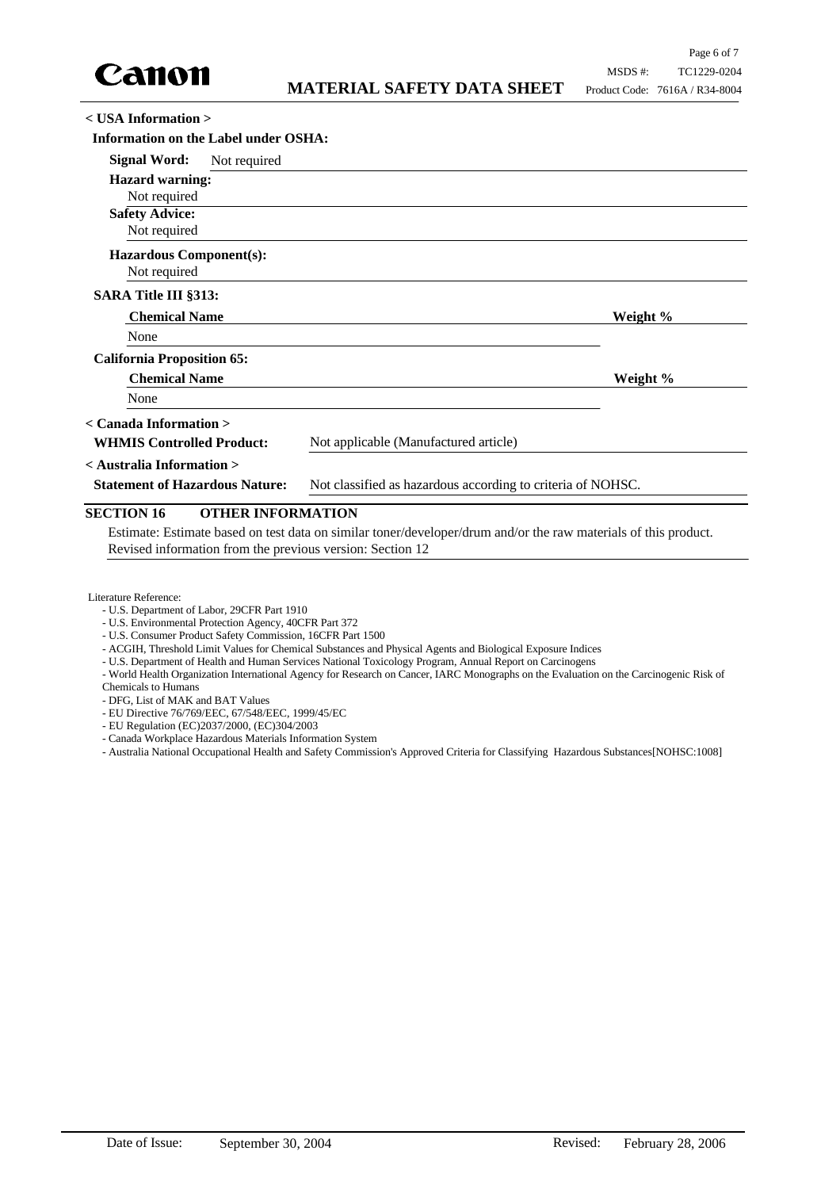**< USA Information >**

**Information on the Label under OSHA:**

**Signal Word:** Not required

**Hazard warning:**
Not required

**Safety Advice:**
Not required

**Hazardous Component(s):**
Not required

**SARA Title III §313:**

| Chemical Name | Weight % |
|---|---|
| None | |

**California Proposition 65:**

| Chemical Name | Weight % |
|---|---|
| None | |

**< Canada Information >**

**WHMIS Controlled Product:** Not applicable (Manufactured article)

**< Australia Information >**

**Statement of Hazardous Nature:** Not classified as hazardous according to criteria of NOHSC.

## SECTION 16 OTHER INFORMATION

Estimate: Estimate based on test data on similar toner/developer/drum and/or the raw materials of this product.
Revised information from the previous version: Section 12

Literature Reference:

- U.S. Department of Labor, 29CFR Part 1910
- U.S. Environmental Protection Agency, 40CFR Part 372
- U.S. Consumer Product Safety Commission, 16CFR Part 1500
- ACGIH, Threshold Limit Values for Chemical Substances and Physical Agents and Biological Exposure Indices
- U.S. Department of Health and Human Services National Toxicology Program, Annual Report on Carcinogens
- World Health Organization International Agency for Research on Cancer, IARC Monographs on the Evaluation on the Carcinogenic Risk of Chemicals to Humans
- DFG, List of MAK and BAT Values
- EU Directive 76/769/EEC, 67/548/EEC, 1999/45/EC
- EU Regulation (EC)2037/2000, (EC)304/2003
- Canada Workplace Hazardous Materials Information System
- Australia National Occupational Health and Safety Commission's Approved Criteria for Classifying Hazardous Substances[NOHSC:1008]

Date of Issue: September 30, 2004 Revised: February 28, 2006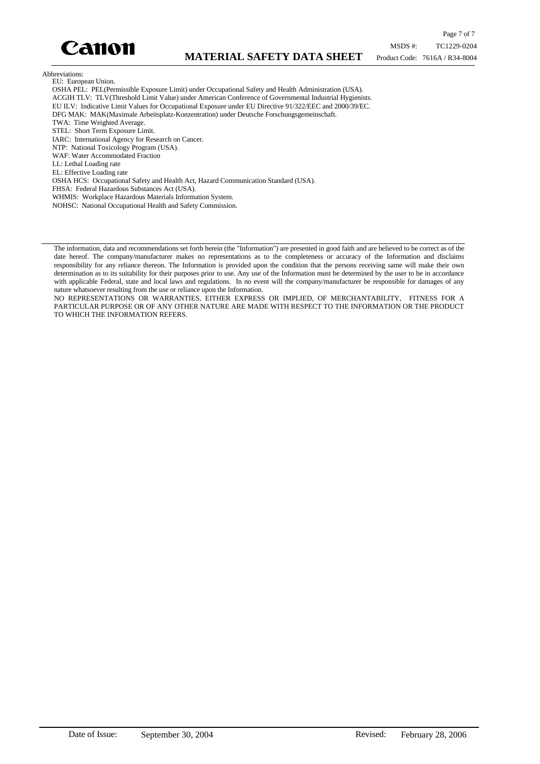Abbreviations:

- EU: European Union.
- OSHA PEL: PEL(Permissible Exposure Limit) under Occupational Safety and Health Administration (USA).
- ACGIH TLV: TLV(Threshold Limit Value) under American Conference of Governmental Industrial Hygienists.
- EU ILV: Indicative Limit Values for Occupational Exposure under EU Directive 91/322/EEC and 2000/39/EC.
- DFG MAK: MAK(Maximale Arbeitsplatz-Konzentration) under Deutsche Forschungsgemeinschaft.
- TWA: Time Weighted Average.
- STEL: Short Term Exposure Limit.
- IARC: International Agency for Research on Cancer.
- NTP: National Toxicology Program (USA).
- WAF: Water Accommodated Fraction
- LL: Lethal Loading rate
- EL: Effective Loading rate
- OSHA HCS: Occupational Safety and Health Act, Hazard Communication Standard (USA).
- FHSA: Federal Hazardous Substances Act (USA).
- WHMIS: Workplace Hazardous Materials Information System.
- NOHSC: National Occupational Health and Safety Commission.

---

The information, data and recommendations set forth herein (the "Information") are presented in good faith and are believed to be correct as of the date hereof. The company/manufacturer makes no representations as to the completeness or accuracy of the Information and disclaims responsibility for any reliance thereon. The Information is provided upon the condition that the persons receiving same will make their own determination as to its suitability for their purposes prior to use. Any use of the Information must be determined by the user to be in accordance with applicable Federal, state and local laws and regulations. In no event will the company/manufacturer be responsible for damages of any nature whatsoever resulting from the use or reliance upon the Information.

NO REPRESENTATIONS OR WARRANTIES, EITHER EXPRESS OR IMPLIED, OF MERCHANTABILITY, FITNESS FOR A PARTICULAR PURPOSE OR OF ANY OTHER NATURE ARE MADE WITH RESPECT TO THE INFORMATION OR THE PRODUCT TO WHICH THE INFORMATION REFERS.